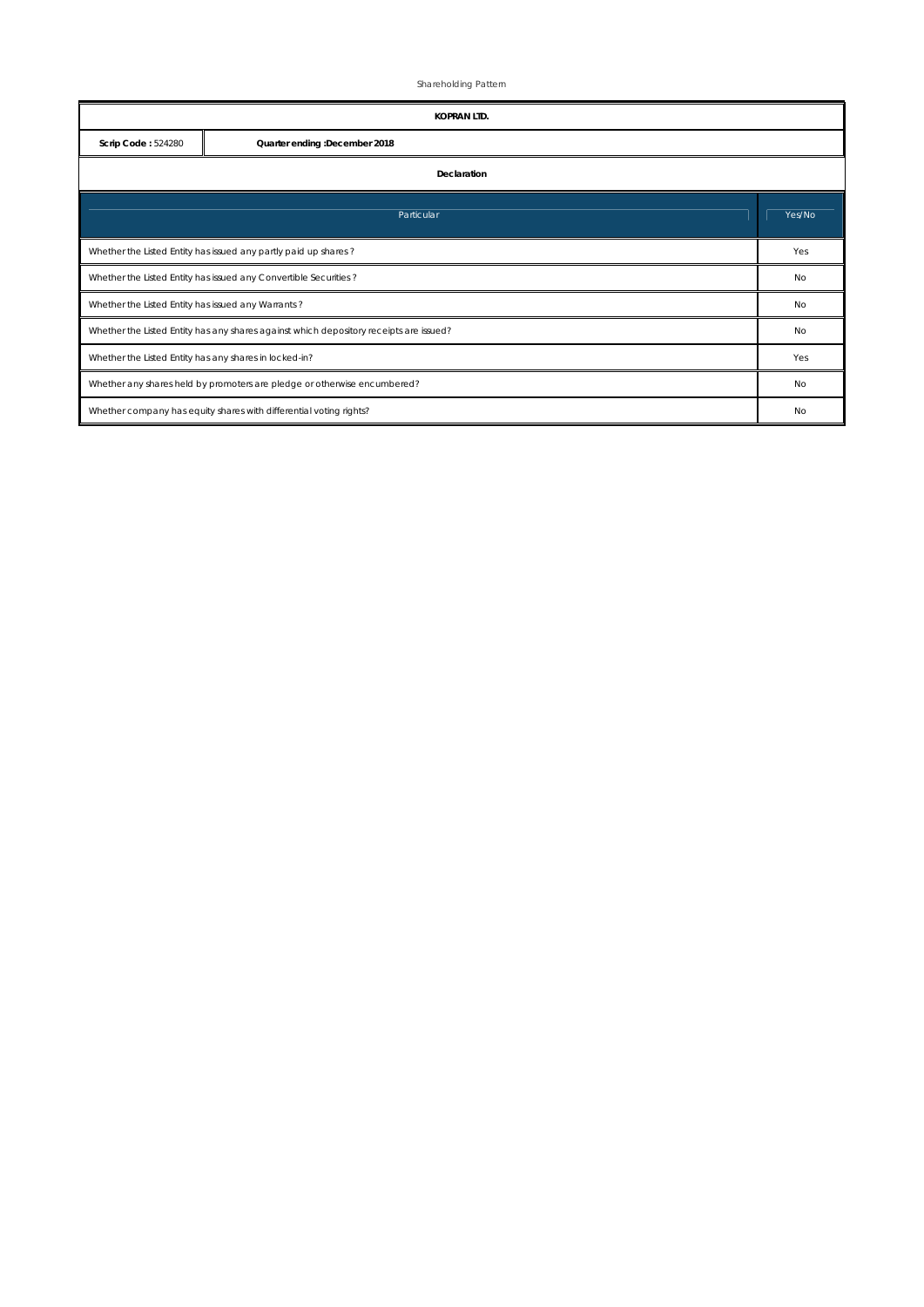Shareholding Pattern

| KOPRAN LTD. | |
|---|---|
| **Scrip Code :** 524280 | **Quarter ending :December 2018** |

**Declaration**

| Particular | Yes/No |
|---|---|
| Whether the Listed Entity has issued any partly paid up shares? | Yes |
| Whether the Listed Entity has issued any Convertible Securities? | No |
| Whether the Listed Entity has issued any Warrants? | No |
| Whether the Listed Entity has any shares against which depository receipts are issued? | No |
| Whether the Listed Entity has any shares in locked-in? | Yes |
| Whether any shares held by promoters are pledge or otherwise encumbered? | No |
| Whether company has equity shares with differential voting rights? | No |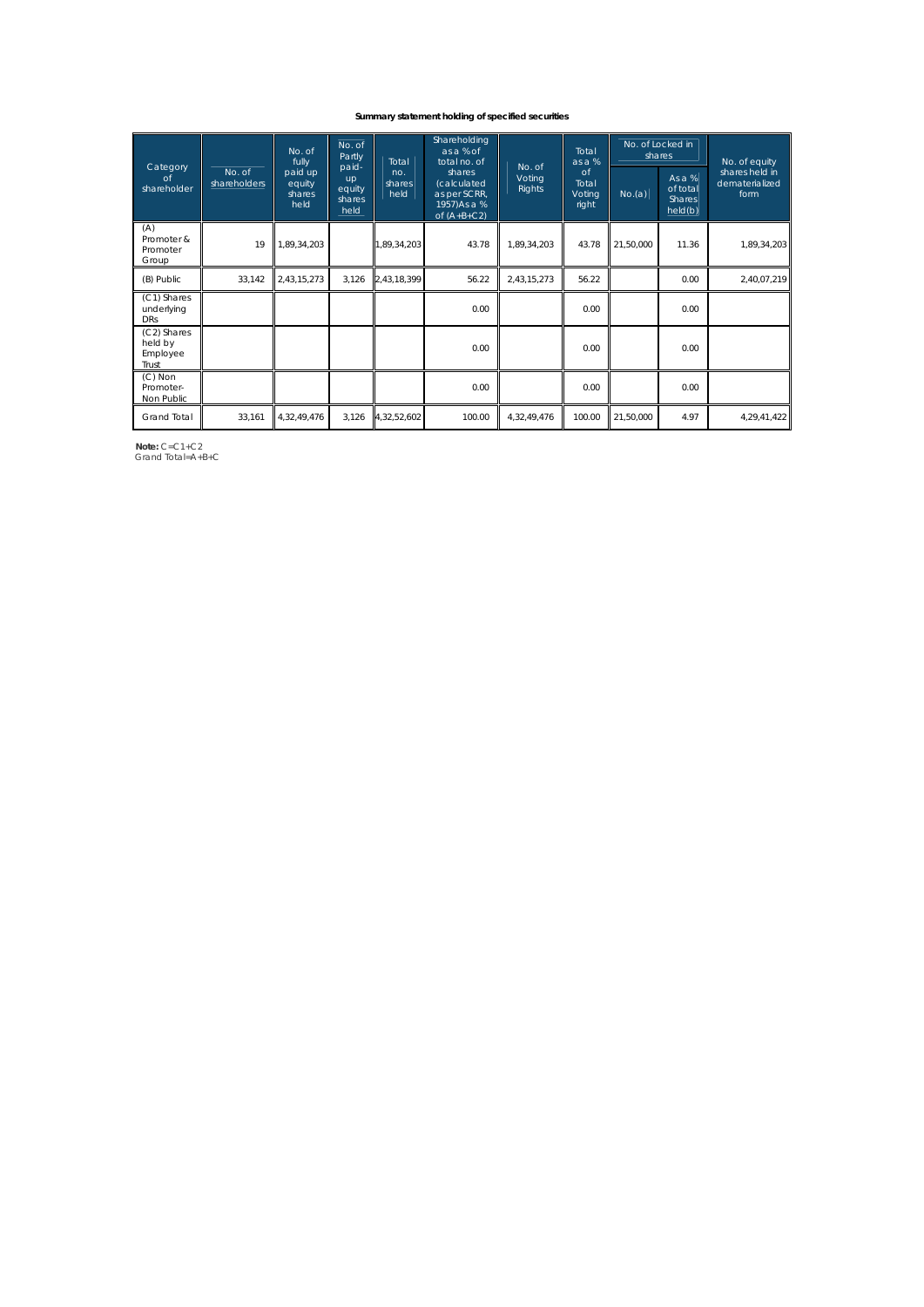**Summary statement holding of specified securities**

| Category of shareholder | No. of shareholders | No. of fully paid up equity shares held | No. of Partly paid-up equity shares held | Total no. shares held | Shareholding as a % of total no. of shares (calculated as per SCRR, 1957)As a % of (A+B+C2) | No. of Voting Rights | Total as a % of Total Voting right | No. of Locked in shares | | No. of equity shares held in dematerialized form |
|---|---|---|---|---|---|---|---|---|---|---|
| | | | | | | | | No.(a) | As a % of total Shares held(b) | |
| (A) Promoter & Promoter Group | 19 | 1,89,34,203 | | 1,89,34,203 | 43.78 | 1,89,34,203 | 43.78 | 21,50,000 | 11.36 | 1,89,34,203 |
| (B) Public | 33,142 | 2,43,15,273 | 3,126 | 2,43,18,399 | 56.22 | 2,43,15,273 | 56.22 | | 0.00 | 2,40,07,219 |
| (C1) Shares underlying DRs | | | | | 0.00 | | 0.00 | | 0.00 | |
| (C2) Shares held by Employee Trust | | | | | 0.00 | | 0.00 | | 0.00 | |
| (C) Non Promoter- Non Public | | | | | 0.00 | | 0.00 | | 0.00 | |
| Grand Total | 33,161 | 4,32,49,476 | 3,126 | 4,32,52,602 | 100.00 | 4,32,49,476 | 100.00 | 21,50,000 | 4.97 | 4,29,41,422 |

**Note:** C=C1+C2
Grand Total=A+B+C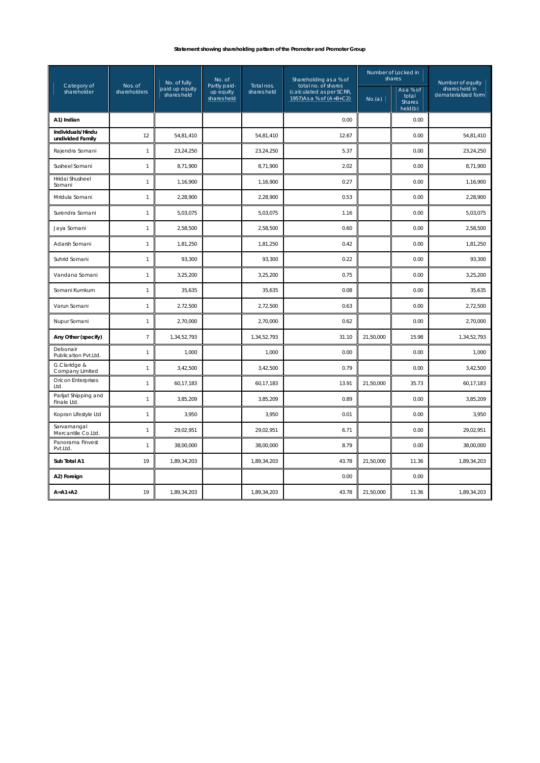**Statement showing shareholding pattern of the Promoter and Promoter Group**

| Category of shareholder | Nos. of shareholders | No. of fully paid up equity shares held | No. of Partly paid-up equity shares held | Total nos. shares held | Shareholding as a % of total no. of shares (calculated as per SCRR, 1957)As a % of (A+B+C2) | Number of Locked in shares | | Number of equity shares held in dematerialized form |
|---|---|---|---|---|---|---|---|---|
| | | | | | | No.(a) | As a % of total Shares held(b) | |
| **A1) Indian** | | | | | 0.00 | | 0.00 | |
| **Individuals/Hindu undivided Family** | 12 | 54,81,410 | | 54,81,410 | 12.67 | | 0.00 | 54,81,410 |
| Rajendra Somani | 1 | 23,24,250 | | 23,24,250 | 5.37 | | 0.00 | 23,24,250 |
| Susheel Somani | 1 | 8,71,900 | | 8,71,900 | 2.02 | | 0.00 | 8,71,900 |
| Hridai Shusheel Somani | 1 | 1,16,900 | | 1,16,900 | 0.27 | | 0.00 | 1,16,900 |
| Mridula Somani | 1 | 2,28,900 | | 2,28,900 | 0.53 | | 0.00 | 2,28,900 |
| Surendra Somani | 1 | 5,03,075 | | 5,03,075 | 1.16 | | 0.00 | 5,03,075 |
| Jaya Somani | 1 | 2,58,500 | | 2,58,500 | 0.60 | | 0.00 | 2,58,500 |
| Adarsh Somani | 1 | 1,81,250 | | 1,81,250 | 0.42 | | 0.00 | 1,81,250 |
| Suhrid Somani | 1 | 93,300 | | 93,300 | 0.22 | | 0.00 | 93,300 |
| Vandana Somani | 1 | 3,25,200 | | 3,25,200 | 0.75 | | 0.00 | 3,25,200 |
| Somani Kumkum | 1 | 35,635 | | 35,635 | 0.08 | | 0.00 | 35,635 |
| Varun Somani | 1 | 2,72,500 | | 2,72,500 | 0.63 | | 0.00 | 2,72,500 |
| Nupur Somani | 1 | 2,70,000 | | 2,70,000 | 0.62 | | 0.00 | 2,70,000 |
| **Any Other (specify)** | 7 | 1,34,52,793 | | 1,34,52,793 | 31.10 | 21,50,000 | 15.98 | 1,34,52,793 |
| Debonair Publication Pvt.Ltd. | 1 | 1,000 | | 1,000 | 0.00 | | 0.00 | 1,000 |
| G.Claridge & Company Limited | 1 | 3,42,500 | | 3,42,500 | 0.79 | | 0.00 | 3,42,500 |
| Oricon Enterprises Ltd. | 1 | 60,17,183 | | 60,17,183 | 13.91 | 21,50,000 | 35.73 | 60,17,183 |
| Parijat Shipping and Finale Ltd. | 1 | 3,85,209 | | 3,85,209 | 0.89 | | 0.00 | 3,85,209 |
| Kopran Lifestyle Ltd | 1 | 3,950 | | 3,950 | 0.01 | | 0.00 | 3,950 |
| Sarvamangal Mercantile Co.Ltd. | 1 | 29,02,951 | | 29,02,951 | 6.71 | | 0.00 | 29,02,951 |
| Panorama Finvest Pvt.Ltd. | 1 | 38,00,000 | | 38,00,000 | 8.79 | | 0.00 | 38,00,000 |
| **Sub Total A1** | 19 | 1,89,34,203 | | 1,89,34,203 | 43.78 | 21,50,000 | 11.36 | 1,89,34,203 |
| **A2) Foreign** | | | | | 0.00 | | 0.00 | |
| **A=A1+A2** | 19 | 1,89,34,203 | | 1,89,34,203 | 43.78 | 21,50,000 | 11.36 | 1,89,34,203 |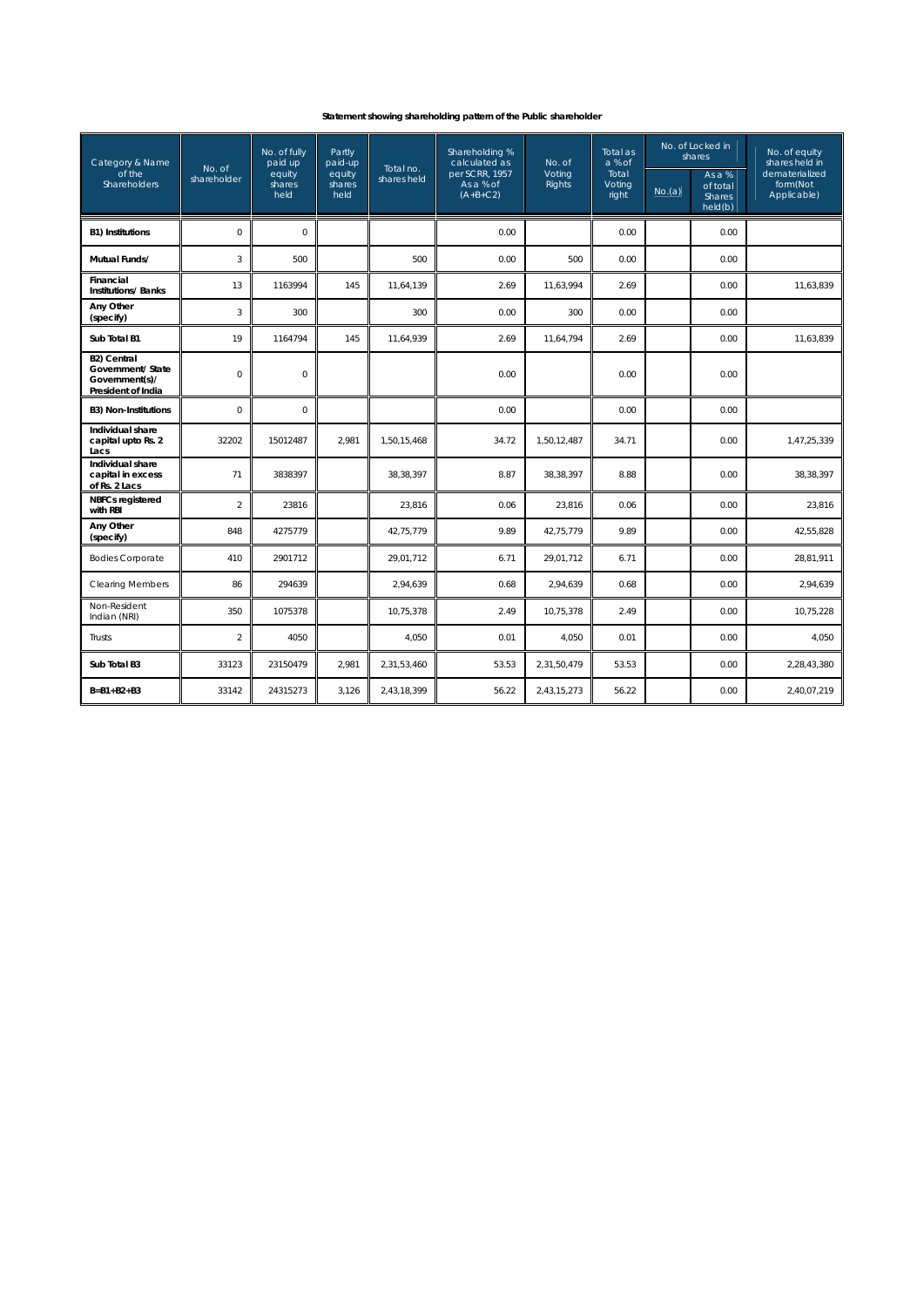**Statement showing shareholding pattern of the Public shareholder**

| Category & Name of the Shareholders | No. of shareholder | No. of fully paid up equity shares held | Partly paid-up equity shares held | Total no. shares held | Shareholding % calculated as per SCRR, 1957 As a % of (A+B+C2) | No. of Voting Rights | Total as a % of Total Voting right | No. of Locked in shares | | No. of equity shares held in dematerialized form(Not Applicable) |
|---|---|---|---|---|---|---|---|---|---|---|
| | | | | | | | | No.(a) | As a % of total Shares held(b) | |
| **B1) Institutions** | 0 | 0 | | | 0.00 | | 0.00 | | 0.00 | |
| **Mutual Funds/** | 3 | 500 | | 500 | 0.00 | 500 | 0.00 | | 0.00 | |
| **Financial Institutions/ Banks** | 13 | 1163994 | 145 | 11,64,139 | 2.69 | 11,63,994 | 2.69 | | 0.00 | 11,63,839 |
| **Any Other (specify)** | 3 | 300 | | 300 | 0.00 | 300 | 0.00 | | 0.00 | |
| **Sub Total B1** | 19 | 1164794 | 145 | 11,64,939 | 2.69 | 11,64,794 | 2.69 | | 0.00 | 11,63,839 |
| **B2) Central Government/ State Government(s)/ President of India** | 0 | 0 | | | 0.00 | | 0.00 | | 0.00 | |
| **B3) Non-Institutions** | 0 | 0 | | | 0.00 | | 0.00 | | 0.00 | |
| **Individual share capital upto Rs. 2 Lacs** | 32202 | 15012487 | 2,981 | 1,50,15,468 | 34.72 | 1,50,12,487 | 34.71 | | 0.00 | 1,47,25,339 |
| **Individual share capital in excess of Rs. 2 Lacs** | 71 | 3838397 | | 38,38,397 | 8.87 | 38,38,397 | 8.88 | | 0.00 | 38,38,397 |
| **NBFCs registered with RBI** | 2 | 23816 | | 23,816 | 0.06 | 23,816 | 0.06 | | 0.00 | 23,816 |
| **Any Other (specify)** | 848 | 4275779 | | 42,75,779 | 9.89 | 42,75,779 | 9.89 | | 0.00 | 42,55,828 |
| Bodies Corporate | 410 | 2901712 | | 29,01,712 | 6.71 | 29,01,712 | 6.71 | | 0.00 | 28,81,911 |
| Clearing Members | 86 | 294639 | | 2,94,639 | 0.68 | 2,94,639 | 0.68 | | 0.00 | 2,94,639 |
| Non-Resident Indian (NRI) | 350 | 1075378 | | 10,75,378 | 2.49 | 10,75,378 | 2.49 | | 0.00 | 10,75,228 |
| Trusts | 2 | 4050 | | 4,050 | 0.01 | 4,050 | 0.01 | | 0.00 | 4,050 |
| **Sub Total B3** | 33123 | 23150479 | 2,981 | 2,31,53,460 | 53.53 | 2,31,50,479 | 53.53 | | 0.00 | 2,28,43,380 |
| **B=B1+B2+B3** | 33142 | 24315273 | 3,126 | 2,43,18,399 | 56.22 | 2,43,15,273 | 56.22 | | 0.00 | 2,40,07,219 |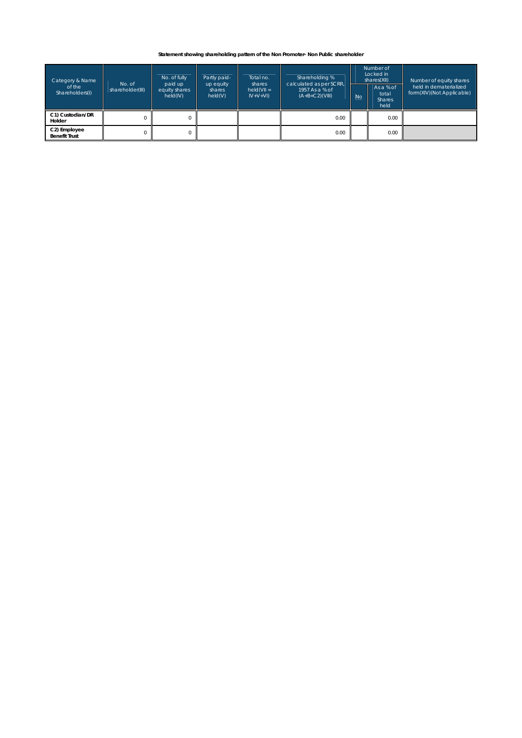**Statement showing shareholding pattern of the Non Promoter- Non Public shareholder**

| Category & Name of the Shareholders(I) | No. of shareholder(III) | No. of fully paid up equity shares held(IV) | Partly paid-up equity shares held(V) | Total no. shares held(VII = IV+V+VI) | Shareholding % calculated as per SCRR, 1957 As a % of (A+B+C2)(VIII) | Number of Locked in shares(XII) | | Number of equity shares held in dematerialized form(XIV)(Not Applicable) |
|---|---|---|---|---|---|---|---|---|
| | | | | | | No | As a % of total Shares held | |
| **C1) Custodian/DR Holder** | 0 | 0 | | | 0.00 | | 0.00 | |
| **C2) Employee Benefit Trust** | 0 | 0 | | | 0.00 | | 0.00 | |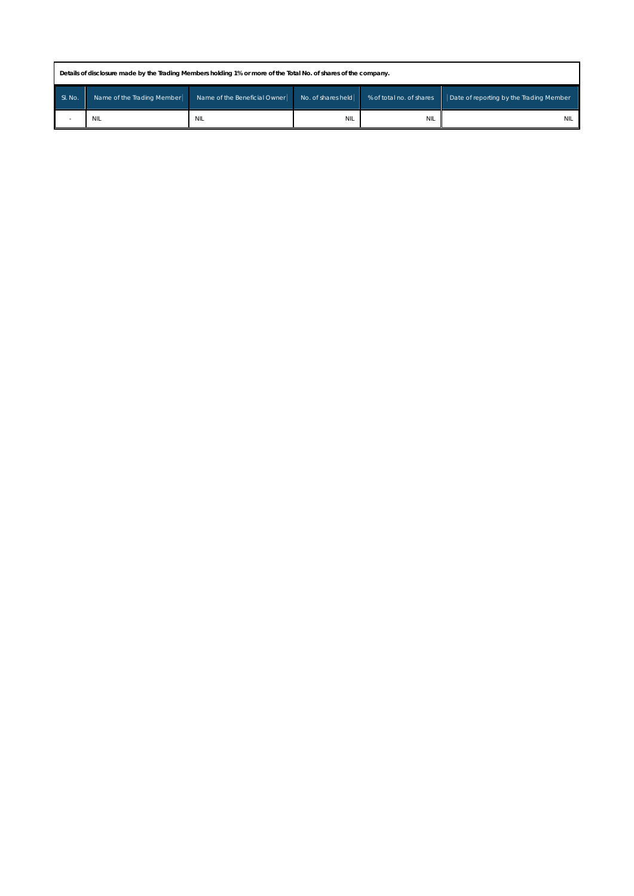**Details of disclosure made by the Trading Members holding 1% or more of the Total No. of shares of the company.**

| Sl. No. | Name of the Trading Member | Name of the Beneficial Owner | No. of shares held | % of total no. of shares | Date of reporting by the Trading Member |
|---|---|---|---|---|---|
| - | NIL | NIL | NIL | NIL | NIL |